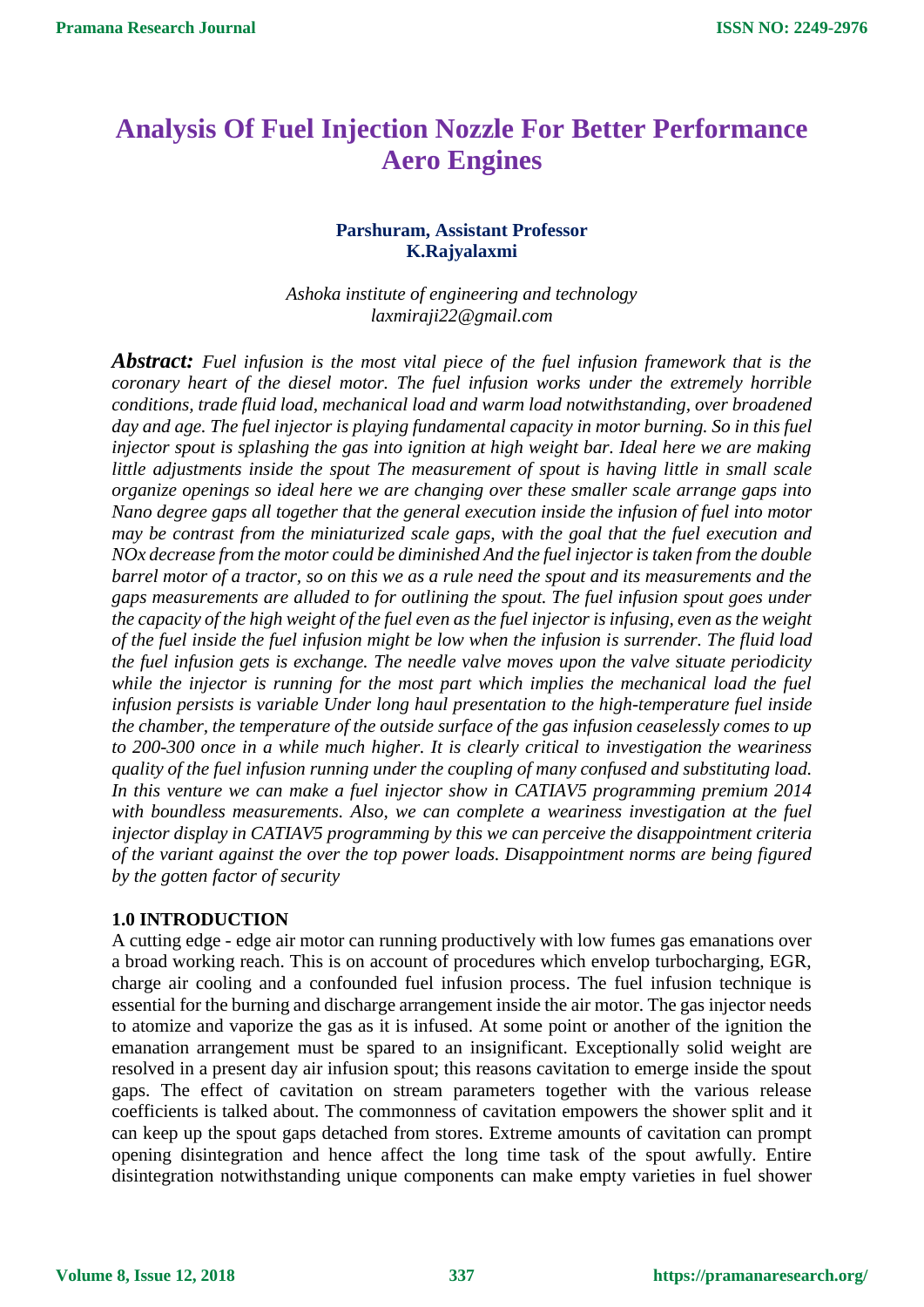# Analysis Of Fuel Injection Nozzle For Better Performance Aero Engines

**Parshuram, Assistant Professor**
**K.Rajyalaxmi**

*Ashoka institute of engineering and technology*
*laxmiraji22@gmail.com*

***Abstract:*** *Fuel infusion is the most vital piece of the fuel infusion framework that is the coronary heart of the diesel motor. The fuel infusion works under the extremely horrible conditions, trade fluid load, mechanical load and warm load notwithstanding, over broadened day and age. The fuel injector is playing fundamental capacity in motor burning. So in this fuel injector spout is splashing the gas into ignition at high weight bar. Ideal here we are making little adjustments inside the spout The measurement of spout is having little in small scale organize openings so ideal here we are changing over these smaller scale arrange gaps into Nano degree gaps all together that the general execution inside the infusion of fuel into motor may be contrast from the miniaturized scale gaps, with the goal that the fuel execution and NOx decrease from the motor could be diminished And the fuel injector is taken from the double barrel motor of a tractor, so on this we as a rule need the spout and its measurements and the gaps measurements are alluded to for outlining the spout. The fuel infusion spout goes under the capacity of the high weight of the fuel even as the fuel injector is infusing, even as the weight of the fuel inside the fuel infusion might be low when the infusion is surrender. The fluid load the fuel infusion gets is exchange. The needle valve moves upon the valve situate periodicity while the injector is running for the most part which implies the mechanical load the fuel infusion persists is variable Under long haul presentation to the high-temperature fuel inside the chamber, the temperature of the outside surface of the gas infusion ceaselessly comes to up to 200-300 once in a while much higher. It is clearly critical to investigation the weariness quality of the fuel infusion running under the coupling of many confused and substituting load. In this venture we can make a fuel injector show in CATIAV5 programming premium 2014 with boundless measurements. Also, we can complete a weariness investigation at the fuel injector display in CATIAV5 programming by this we can perceive the disappointment criteria of the variant against the over the top power loads. Disappointment norms are being figured by the gotten factor of security*

## 1.0 INTRODUCTION

A cutting edge - edge air motor can running productively with low fumes gas emanations over a broad working reach. This is on account of procedures which envelop turbocharging, EGR, charge air cooling and a confounded fuel infusion process. The fuel infusion technique is essential for the burning and discharge arrangement inside the air motor. The gas injector needs to atomize and vaporize the gas as it is infused. At some point or another of the ignition the emanation arrangement must be spared to an insignificant. Exceptionally solid weight are resolved in a present day air infusion spout; this reasons cavitation to emerge inside the spout gaps. The effect of cavitation on stream parameters together with the various release coefficients is talked about. The commonness of cavitation empowers the shower split and it can keep up the spout gaps detached from stores. Extreme amounts of cavitation can prompt opening disintegration and hence affect the long time task of the spout awfully. Entire disintegration notwithstanding unique components can make empty varieties in fuel shower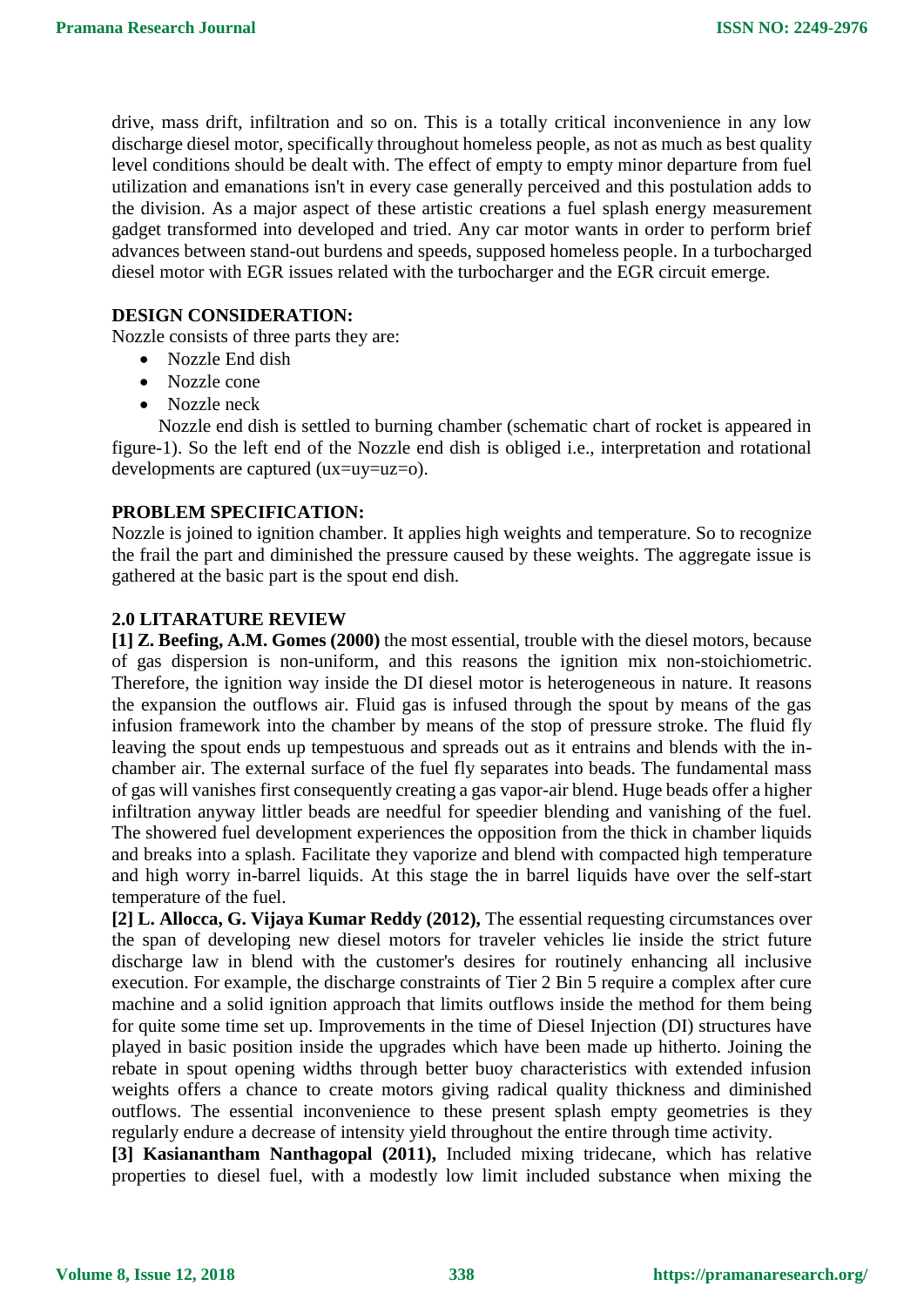drive, mass drift, infiltration and so on. This is a totally critical inconvenience in any low discharge diesel motor, specifically throughout homeless people, as not as much as best quality level conditions should be dealt with. The effect of empty to empty minor departure from fuel utilization and emanations isn't in every case generally perceived and this postulation adds to the division. As a major aspect of these artistic creations a fuel splash energy measurement gadget transformed into developed and tried. Any car motor wants in order to perform brief advances between stand-out burdens and speeds, supposed homeless people. In a turbocharged diesel motor with EGR issues related with the turbocharger and the EGR circuit emerge.

**DESIGN CONSIDERATION:**

Nozzle consists of three parts they are:

- Nozzle End dish
- Nozzle cone
- Nozzle neck

Nozzle end dish is settled to burning chamber (schematic chart of rocket is appeared in figure-1). So the left end of the Nozzle end dish is obliged i.e., interpretation and rotational developments are captured (ux=uy=uz=o).

**PROBLEM SPECIFICATION:**

Nozzle is joined to ignition chamber. It applies high weights and temperature. So to recognize the frail the part and diminished the pressure caused by these weights. The aggregate issue is gathered at the basic part is the spout end dish.

**2.0 LITARATURE REVIEW**

**[1] Z. Beefing, A.M. Gomes (2000)** the most essential, trouble with the diesel motors, because of gas dispersion is non-uniform, and this reasons the ignition mix non-stoichiometric. Therefore, the ignition way inside the DI diesel motor is heterogeneous in nature. It reasons the expansion the outflows air. Fluid gas is infused through the spout by means of the gas infusion framework into the chamber by means of the stop of pressure stroke. The fluid fly leaving the spout ends up tempestuous and spreads out as it entrains and blends with the in-chamber air. The external surface of the fuel fly separates into beads. The fundamental mass of gas will vanishes first consequently creating a gas vapor-air blend. Huge beads offer a higher infiltration anyway littler beads are needful for speedier blending and vanishing of the fuel. The showered fuel development experiences the opposition from the thick in chamber liquids and breaks into a splash. Facilitate they vaporize and blend with compacted high temperature and high worry in-barrel liquids. At this stage the in barrel liquids have over the self-start temperature of the fuel.

**[2] L. Allocca, G. Vijaya Kumar Reddy (2012),** The essential requesting circumstances over the span of developing new diesel motors for traveler vehicles lie inside the strict future discharge law in blend with the customer's desires for routinely enhancing all inclusive execution. For example, the discharge constraints of Tier 2 Bin 5 require a complex after cure machine and a solid ignition approach that limits outflows inside the method for them being for quite some time set up. Improvements in the time of Diesel Injection (DI) structures have played in basic position inside the upgrades which have been made up hitherto. Joining the rebate in spout opening widths through better buoy characteristics with extended infusion weights offers a chance to create motors giving radical quality thickness and diminished outflows. The essential inconvenience to these present splash empty geometries is they regularly endure a decrease of intensity yield throughout the entire through time activity.

**[3] Kasianantham Nanthagopal (2011),** Included mixing tridecane, which has relative properties to diesel fuel, with a modestly low limit included substance when mixing the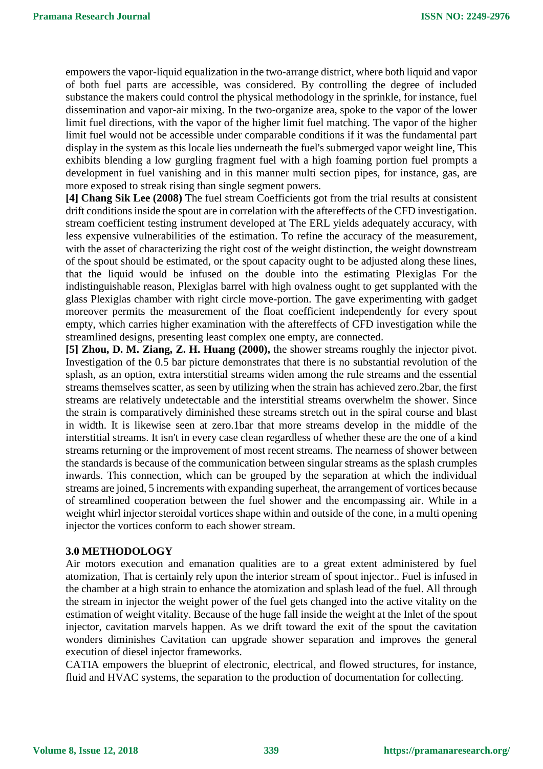empowers the vapor-liquid equalization in the two-arrange district, where both liquid and vapor of both fuel parts are accessible, was considered. By controlling the degree of included substance the makers could control the physical methodology in the sprinkle, for instance, fuel dissemination and vapor-air mixing. In the two-organize area, spoke to the vapor of the lower limit fuel directions, with the vapor of the higher limit fuel matching. The vapor of the higher limit fuel would not be accessible under comparable conditions if it was the fundamental part display in the system as this locale lies underneath the fuel's submerged vapor weight line, This exhibits blending a low gurgling fragment fuel with a high foaming portion fuel prompts a development in fuel vanishing and in this manner multi section pipes, for instance, gas, are more exposed to streak rising than single segment powers.

**[4] Chang Sik Lee (2008)** The fuel stream Coefficients got from the trial results at consistent drift conditions inside the spout are in correlation with the aftereffects of the CFD investigation. stream coefficient testing instrument developed at The ERL yields adequately accuracy, with less expensive vulnerabilities of the estimation. To refine the accuracy of the measurement, with the asset of characterizing the right cost of the weight distinction, the weight downstream of the spout should be estimated, or the spout capacity ought to be adjusted along these lines, that the liquid would be infused on the double into the estimating Plexiglas For the indistinguishable reason, Plexiglas barrel with high ovalness ought to get supplanted with the glass Plexiglas chamber with right circle move-portion. The gave experimenting with gadget moreover permits the measurement of the float coefficient independently for every spout empty, which carries higher examination with the aftereffects of CFD investigation while the streamlined designs, presenting least complex one empty, are connected.

**[5] Zhou, D. M. Ziang, Z. H. Huang (2000),** the shower streams roughly the injector pivot. Investigation of the 0.5 bar picture demonstrates that there is no substantial revolution of the splash, as an option, extra interstitial streams widen among the rule streams and the essential streams themselves scatter, as seen by utilizing when the strain has achieved zero.2bar, the first streams are relatively undetectable and the interstitial streams overwhelm the shower. Since the strain is comparatively diminished these streams stretch out in the spiral course and blast in width. It is likewise seen at zero.1bar that more streams develop in the middle of the interstitial streams. It isn't in every case clean regardless of whether these are the one of a kind streams returning or the improvement of most recent streams. The nearness of shower between the standards is because of the communication between singular streams as the splash crumples inwards. This connection, which can be grouped by the separation at which the individual streams are joined, 5 increments with expanding superheat, the arrangement of vortices because of streamlined cooperation between the fuel shower and the encompassing air. While in a weight whirl injector steroidal vortices shape within and outside of the cone, in a multi opening injector the vortices conform to each shower stream.

## 3.0 METHODOLOGY

Air motors execution and emanation qualities are to a great extent administered by fuel atomization, That is certainly rely upon the interior stream of spout injector.. Fuel is infused in the chamber at a high strain to enhance the atomization and splash lead of the fuel. All through the stream in injector the weight power of the fuel gets changed into the active vitality on the estimation of weight vitality. Because of the huge fall inside the weight at the Inlet of the spout injector, cavitation marvels happen. As we drift toward the exit of the spout the cavitation wonders diminishes Cavitation can upgrade shower separation and improves the general execution of diesel injector frameworks.

CATIA empowers the blueprint of electronic, electrical, and flowed structures, for instance, fluid and HVAC systems, the separation to the production of documentation for collecting.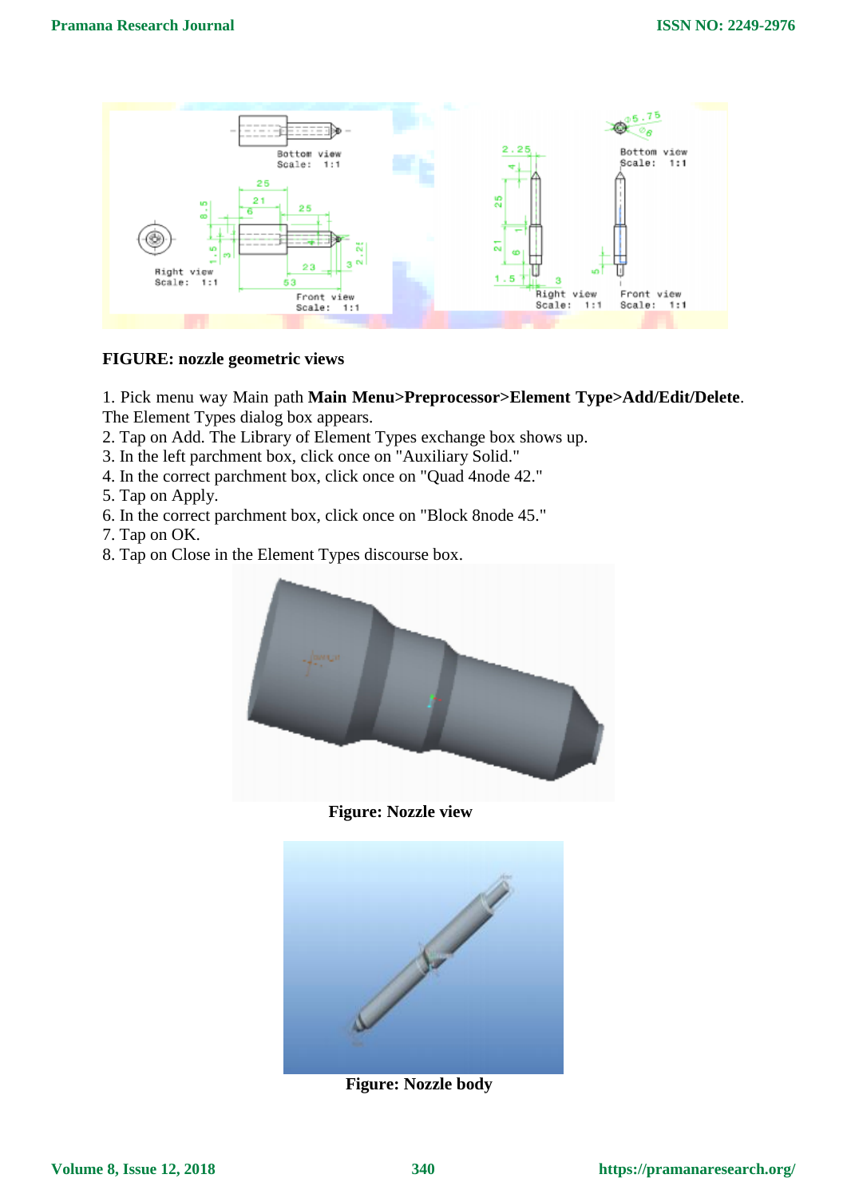**FIGURE: nozzle geometric views**

1. Pick menu way Main path **Main Menu>Preprocessor>Element Type>Add/Edit/Delete**. The Element Types dialog box appears.
2. Tap on Add. The Library of Element Types exchange box shows up.
3. In the left parchment box, click once on "Auxiliary Solid."
4. In the correct parchment box, click once on "Quad 4node 42."
5. Tap on Apply.
6. In the correct parchment box, click once on "Block 8node 45."
7. Tap on OK.
8. Tap on Close in the Element Types discourse box.

**Figure: Nozzle view**

**Figure: Nozzle body**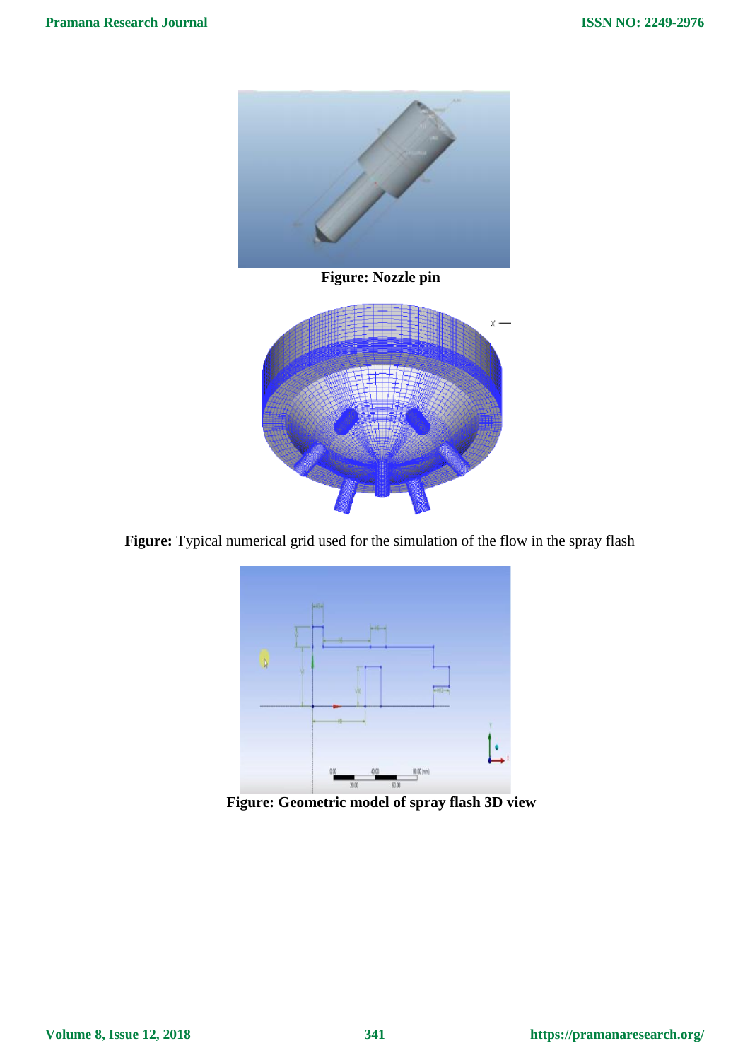**Figure: Nozzle pin**

**Figure:** Typical numerical grid used for the simulation of the flow in the spray flash

**Figure: Geometric model of spray flash 3D view**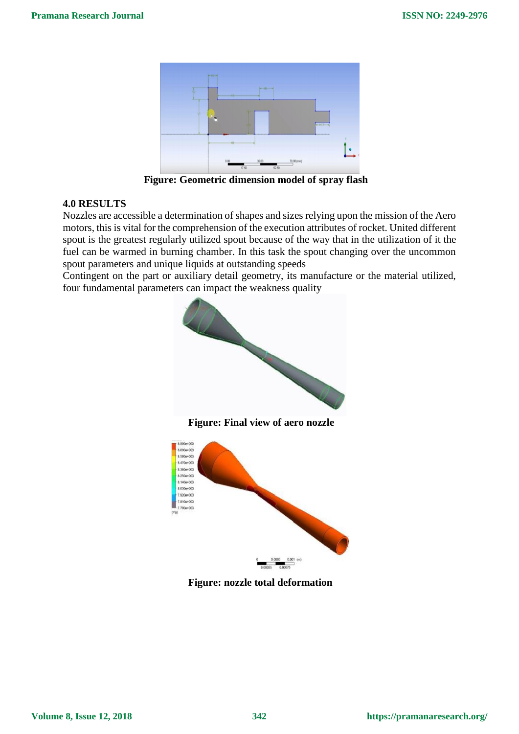Figure: Geometric dimension model of spray flash

## 4.0 RESULTS

Nozzles are accessible a determination of shapes and sizes relying upon the mission of the Aero motors, this is vital for the comprehension of the execution attributes of rocket. United different spout is the greatest regularly utilized spout because of the way that in the utilization of it the fuel can be warmed in burning chamber. In this task the spout changing over the uncommon spout parameters and unique liquids at outstanding speeds

Contingent on the part or auxiliary detail geometry, its manufacture or the material utilized, four fundamental parameters can impact the weakness quality

Figure: Final view of aero nozzle

Figure: nozzle total deformation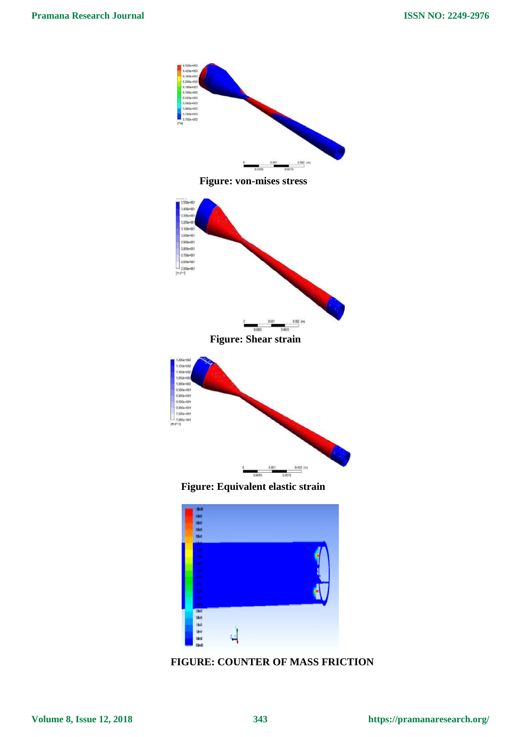Figure: von-mises stress

Figure: Shear strain

Figure: Equivalent elastic strain

FIGURE: COUNTER OF MASS FRICTION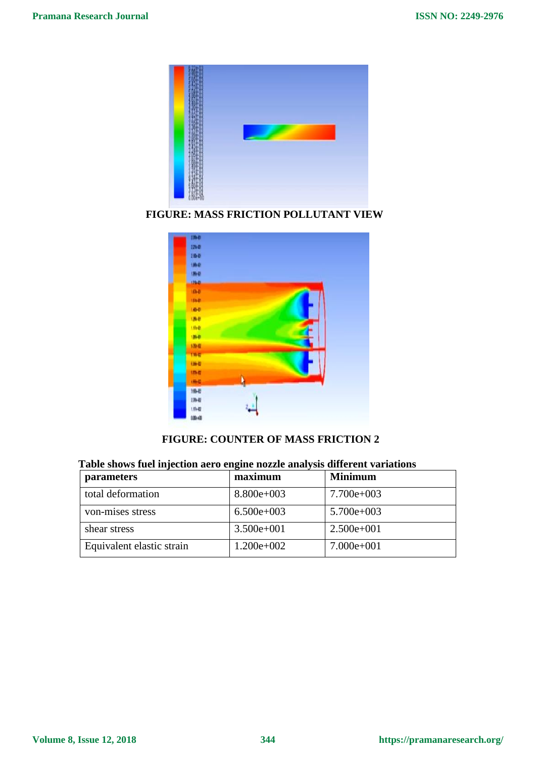FIGURE: MASS FRICTION POLLUTANT VIEW

FIGURE: COUNTER OF MASS FRICTION 2

**Table shows fuel injection aero engine nozzle analysis different variations**

| parameters | maximum | Minimum |
|---|---|---|
| total deformation | 8.800e+003 | 7.700e+003 |
| von-mises stress | 6.500e+003 | 5.700e+003 |
| shear stress | 3.500e+001 | 2.500e+001 |
| Equivalent elastic strain | 1.200e+002 | 7.000e+001 |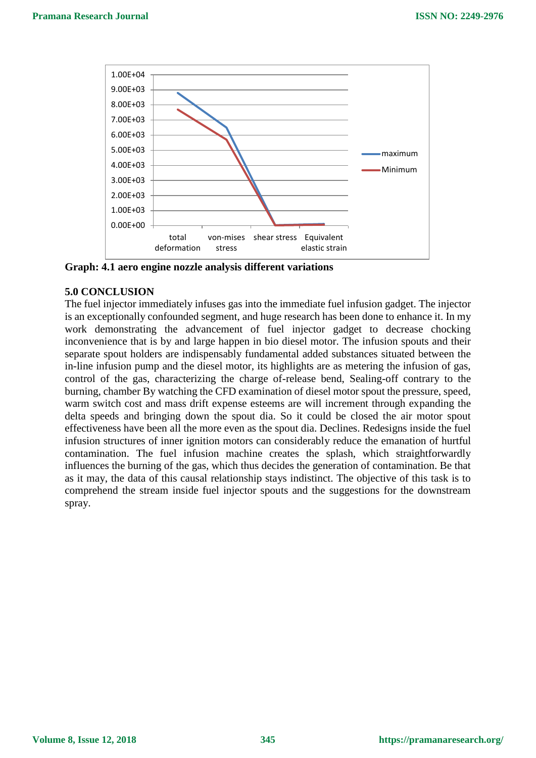**Graph: 4.1 aero engine nozzle analysis different variations**

## 5.0 CONCLUSION

The fuel injector immediately infuses gas into the immediate fuel infusion gadget. The injector is an exceptionally confounded segment, and huge research has been done to enhance it. In my work demonstrating the advancement of fuel injector gadget to decrease chocking inconvenience that is by and large happen in bio diesel motor. The infusion spouts and their separate spout holders are indispensably fundamental added substances situated between the in-line infusion pump and the diesel motor, its highlights are as metering the infusion of gas, control of the gas, characterizing the charge of-release bend, Sealing-off contrary to the burning, chamber By watching the CFD examination of diesel motor spout the pressure, speed, warm switch cost and mass drift expense esteems are will increment through expanding the delta speeds and bringing down the spout dia. So it could be closed the air motor spout effectiveness have been all the more even as the spout dia. Declines. Redesigns inside the fuel infusion structures of inner ignition motors can considerably reduce the emanation of hurtful contamination. The fuel infusion machine creates the splash, which straightforwardly influences the burning of the gas, which thus decides the generation of contamination. Be that as it may, the data of this causal relationship stays indistinct. The objective of this task is to comprehend the stream inside fuel injector spouts and the suggestions for the downstream spray.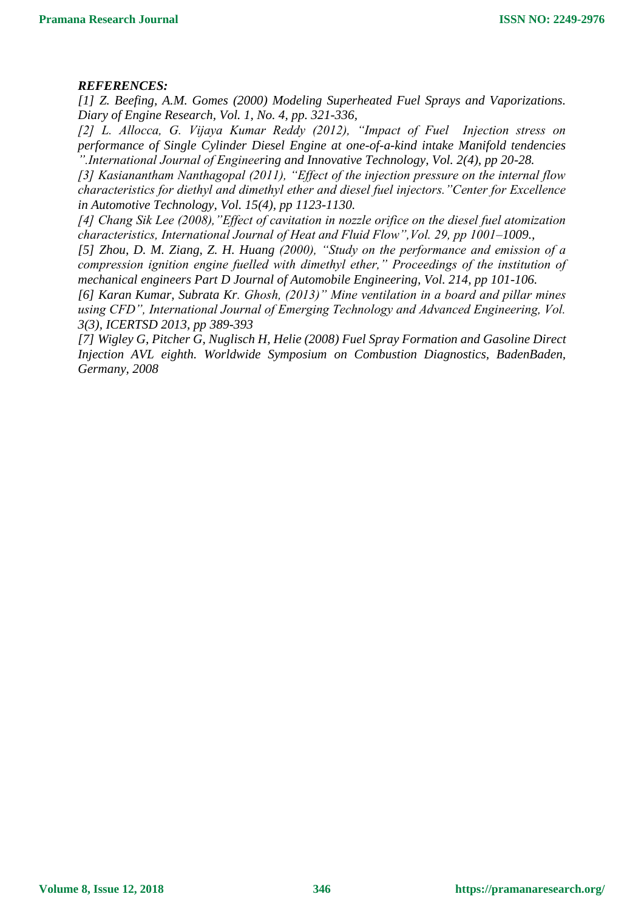***REFERENCES:***

*[1] Z. Beefing, A.M. Gomes (2000) Modeling Superheated Fuel Sprays and Vaporizations. Diary of Engine Research, Vol. 1, No. 4, pp. 321-336,*

*[2] L. Allocca, G. Vijaya Kumar Reddy (2012), "Impact of Fuel Injection stress on performance of Single Cylinder Diesel Engine at one-of-a-kind intake Manifold tendencies ".International Journal of Engineering and Innovative Technology, Vol. 2(4), pp 20-28.*

*[3] Kasianantham Nanthagopal (2011), "Effect of the injection pressure on the internal flow characteristics for diethyl and dimethyl ether and diesel fuel injectors."Center for Excellence in Automotive Technology, Vol. 15(4), pp 1123-1130.*

*[4] Chang Sik Lee (2008),"Effect of cavitation in nozzle orifice on the diesel fuel atomization characteristics, International Journal of Heat and Fluid Flow",Vol. 29, pp 1001–1009.,*

*[5] Zhou, D. M. Ziang, Z. H. Huang (2000), "Study on the performance and emission of a compression ignition engine fuelled with dimethyl ether," Proceedings of the institution of mechanical engineers Part D Journal of Automobile Engineering, Vol. 214, pp 101-106.*

*[6] Karan Kumar, Subrata Kr. Ghosh, (2013)" Mine ventilation in a board and pillar mines using CFD", International Journal of Emerging Technology and Advanced Engineering, Vol. 3(3), ICERTSD 2013, pp 389-393*

*[7] Wigley G, Pitcher G, Nuglisch H, Helie (2008) Fuel Spray Formation and Gasoline Direct Injection AVL eighth. Worldwide Symposium on Combustion Diagnostics, BadenBaden, Germany, 2008*